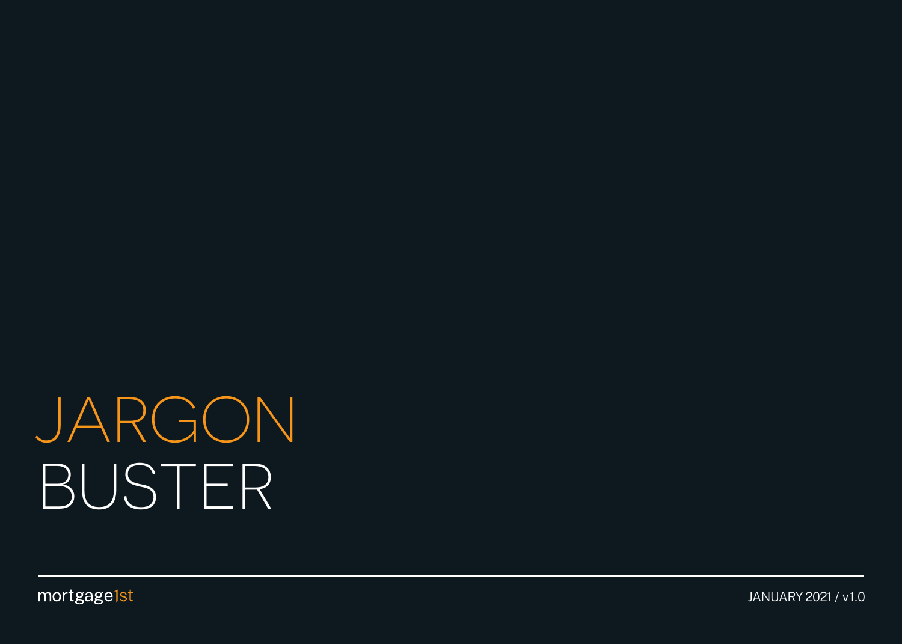# JARGON BUSTER

mortgage1st

JANUARY 2021 / v1.0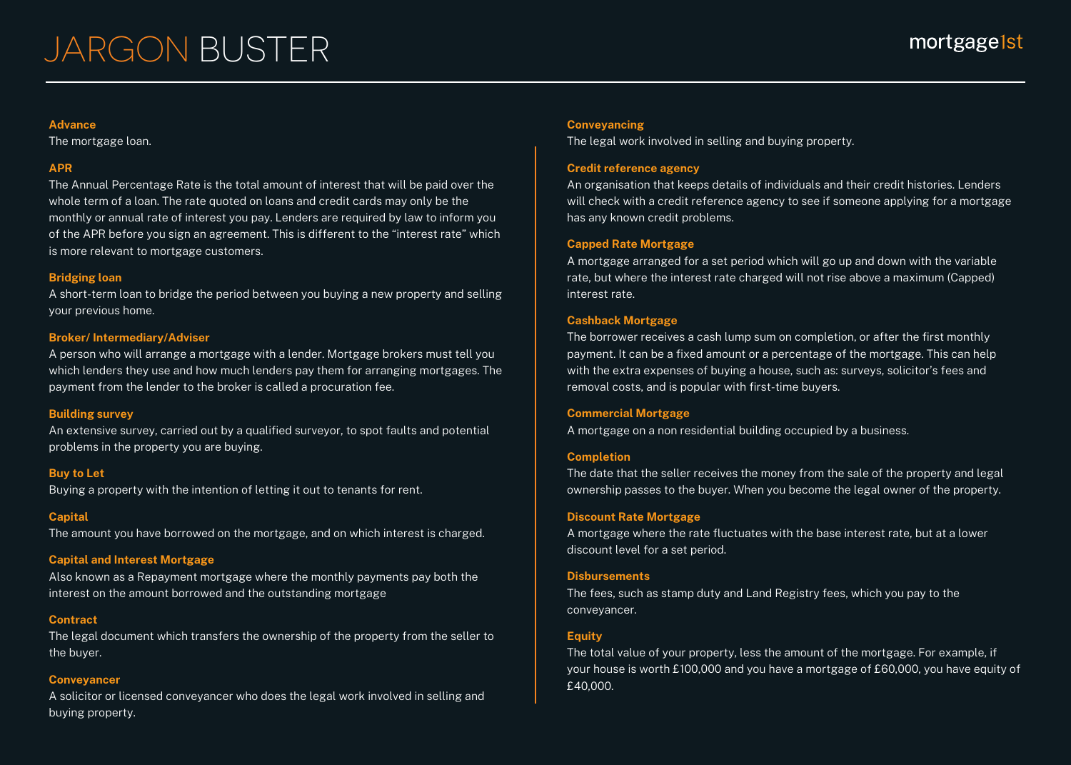# JARGON BUSTER

**Advance**
The mortgage loan.

**APR**
The Annual Percentage Rate is the total amount of interest that will be paid over the whole term of a loan. The rate quoted on loans and credit cards may only be the monthly or annual rate of interest you pay. Lenders are required by law to inform you of the APR before you sign an agreement. This is different to the "interest rate" which is more relevant to mortgage customers.

**Bridging loan**
A short-term loan to bridge the period between you buying a new property and selling your previous home.

**Broker/ Intermediary/Adviser**
A person who will arrange a mortgage with a lender. Mortgage brokers must tell you which lenders they use and how much lenders pay them for arranging mortgages. The payment from the lender to the broker is called a procuration fee.

**Building survey**
An extensive survey, carried out by a qualified surveyor, to spot faults and potential problems in the property you are buying.

**Buy to Let**
Buying a property with the intention of letting it out to tenants for rent.

**Capital**
The amount you have borrowed on the mortgage, and on which interest is charged.

**Capital and Interest Mortgage**
Also known as a Repayment mortgage where the monthly payments pay both the interest on the amount borrowed and the outstanding mortgage

**Contract**
The legal document which transfers the ownership of the property from the seller to the buyer.

**Conveyancer**
A solicitor or licensed conveyancer who does the legal work involved in selling and buying property.

**Conveyancing**
The legal work involved in selling and buying property.

**Credit reference agency**
An organisation that keeps details of individuals and their credit histories. Lenders will check with a credit reference agency to see if someone applying for a mortgage has any known credit problems.

**Capped Rate Mortgage**
A mortgage arranged for a set period which will go up and down with the variable rate, but where the interest rate charged will not rise above a maximum (Capped) interest rate.

**Cashback Mortgage**
The borrower receives a cash lump sum on completion, or after the first monthly payment. It can be a fixed amount or a percentage of the mortgage. This can help with the extra expenses of buying a house, such as: surveys, solicitor's fees and removal costs, and is popular with first-time buyers.

**Commercial Mortgage**
A mortgage on a non residential building occupied by a business.

**Completion**
The date that the seller receives the money from the sale of the property and legal ownership passes to the buyer. When you become the legal owner of the property.

**Discount Rate Mortgage**
A mortgage where the rate fluctuates with the base interest rate, but at a lower discount level for a set period.

**Disbursements**
The fees, such as stamp duty and Land Registry fees, which you pay to the conveyancer.

**Equity**
The total value of your property, less the amount of the mortgage. For example, if your house is worth £100,000 and you have a mortgage of £60,000, you have equity of £40,000.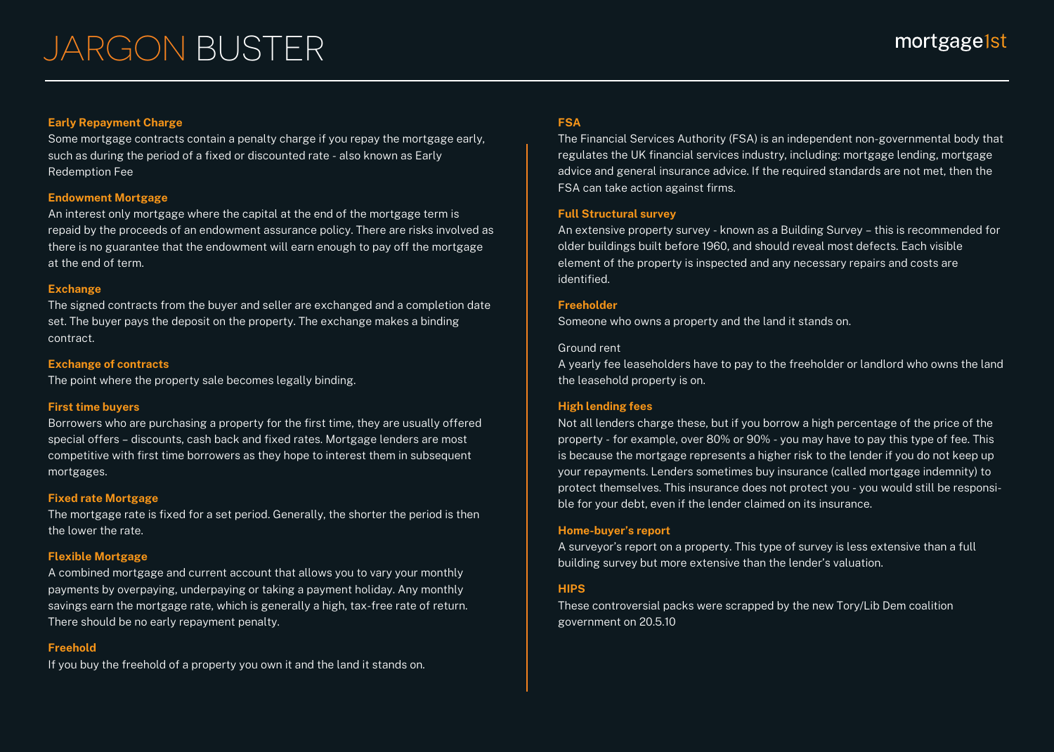# JARGON BUSTER

**Early Repayment Charge**

Some mortgage contracts contain a penalty charge if you repay the mortgage early, such as during the period of a fixed or discounted rate - also known as Early Redemption Fee

**Endowment Mortgage**

An interest only mortgage where the capital at the end of the mortgage term is repaid by the proceeds of an endowment assurance policy. There are risks involved as there is no guarantee that the endowment will earn enough to pay off the mortgage at the end of term.

**Exchange**

The signed contracts from the buyer and seller are exchanged and a completion date set. The buyer pays the deposit on the property. The exchange makes a binding contract.

**Exchange of contracts**

The point where the property sale becomes legally binding.

**First time buyers**

Borrowers who are purchasing a property for the first time, they are usually offered special offers – discounts, cash back and fixed rates. Mortgage lenders are most competitive with first time borrowers as they hope to interest them in subsequent mortgages.

**Fixed rate Mortgage**

The mortgage rate is fixed for a set period. Generally, the shorter the period is then the lower the rate.

**Flexible Mortgage**

A combined mortgage and current account that allows you to vary your monthly payments by overpaying, underpaying or taking a payment holiday. Any monthly savings earn the mortgage rate, which is generally a high, tax-free rate of return. There should be no early repayment penalty.

**Freehold**

If you buy the freehold of a property you own it and the land it stands on.

**FSA**

The Financial Services Authority (FSA) is an independent non-governmental body that regulates the UK financial services industry, including: mortgage lending, mortgage advice and general insurance advice. If the required standards are not met, then the FSA can take action against firms.

**Full Structural survey**

An extensive property survey - known as a Building Survey – this is recommended for older buildings built before 1960, and should reveal most defects. Each visible element of the property is inspected and any necessary repairs and costs are identified.

**Freeholder**

Someone who owns a property and the land it stands on.

Ground rent

A yearly fee leaseholders have to pay to the freeholder or landlord who owns the land the leasehold property is on.

**High lending fees**

Not all lenders charge these, but if you borrow a high percentage of the price of the property - for example, over 80% or 90% - you may have to pay this type of fee. This is because the mortgage represents a higher risk to the lender if you do not keep up your repayments. Lenders sometimes buy insurance (called mortgage indemnity) to protect themselves. This insurance does not protect you - you would still be responsible for your debt, even if the lender claimed on its insurance.

**Home-buyer's report**

A surveyor's report on a property. This type of survey is less extensive than a full building survey but more extensive than the lender's valuation.

**HIPS**

These controversial packs were scrapped by the new Tory/Lib Dem coalition government on 20.5.10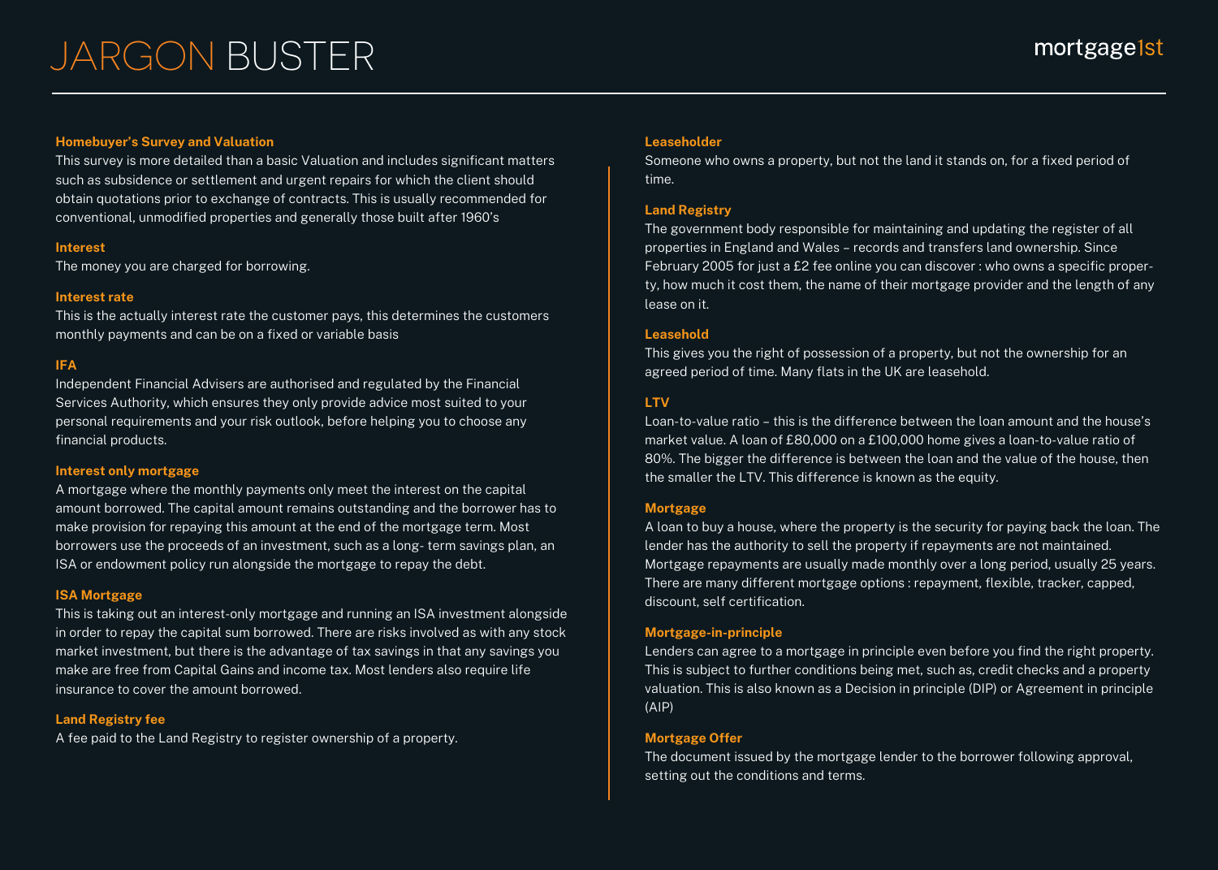# JARGON BUSTER

mortgage1st

### Homebuyer's Survey and Valuation

This survey is more detailed than a basic Valuation and includes significant matters such as subsidence or settlement and urgent repairs for which the client should obtain quotations prior to exchange of contracts. This is usually recommended for conventional, unmodified properties and generally those built after 1960's

### Interest

The money you are charged for borrowing.

### Interest rate

This is the actually interest rate the customer pays, this determines the customers monthly payments and can be on a fixed or variable basis

### IFA

Independent Financial Advisers are authorised and regulated by the Financial Services Authority, which ensures they only provide advice most suited to your personal requirements and your risk outlook, before helping you to choose any financial products.

### Interest only mortgage

A mortgage where the monthly payments only meet the interest on the capital amount borrowed. The capital amount remains outstanding and the borrower has to make provision for repaying this amount at the end of the mortgage term. Most borrowers use the proceeds of an investment, such as a long- term savings plan, an ISA or endowment policy run alongside the mortgage to repay the debt.

### ISA Mortgage

This is taking out an interest-only mortgage and running an ISA investment alongside in order to repay the capital sum borrowed. There are risks involved as with any stock market investment, but there is the advantage of tax savings in that any savings you make are free from Capital Gains and income tax. Most lenders also require life insurance to cover the amount borrowed.

### Land Registry fee

A fee paid to the Land Registry to register ownership of a property.

### Leaseholder

Someone who owns a property, but not the land it stands on, for a fixed period of time.

### Land Registry

The government body responsible for maintaining and updating the register of all properties in England and Wales – records and transfers land ownership. Since February 2005 for just a £2 fee online you can discover : who owns a specific property, how much it cost them, the name of their mortgage provider and the length of any lease on it.

### Leasehold

This gives you the right of possession of a property, but not the ownership for an agreed period of time. Many flats in the UK are leasehold.

### LTV

Loan-to-value ratio – this is the difference between the loan amount and the house's market value. A loan of £80,000 on a £100,000 home gives a loan-to-value ratio of 80%. The bigger the difference is between the loan and the value of the house, then the smaller the LTV. This difference is known as the equity.

### Mortgage

A loan to buy a house, where the property is the security for paying back the loan. The lender has the authority to sell the property if repayments are not maintained. Mortgage repayments are usually made monthly over a long period, usually 25 years. There are many different mortgage options : repayment, flexible, tracker, capped, discount, self certification.

### Mortgage-in-principle

Lenders can agree to a mortgage in principle even before you find the right property. This is subject to further conditions being met, such as, credit checks and a property valuation. This is also known as a Decision in principle (DIP) or Agreement in principle (AIP)

### Mortgage Offer

The document issued by the mortgage lender to the borrower following approval, setting out the conditions and terms.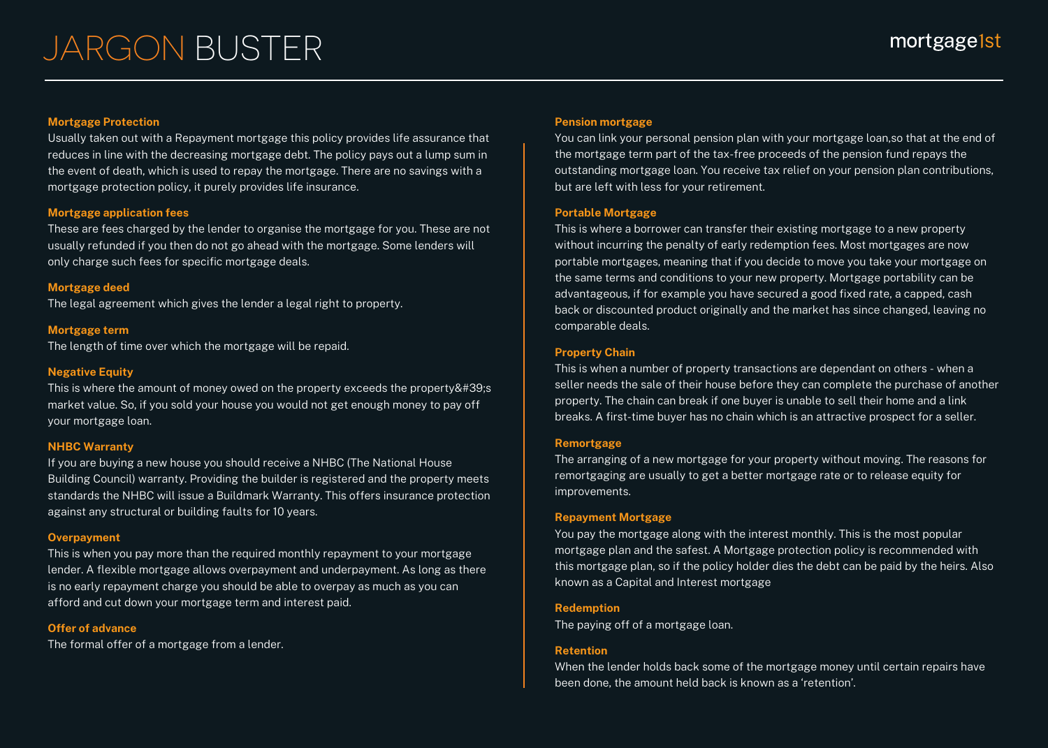# JARGON BUSTER

### Mortgage Protection

Usually taken out with a Repayment mortgage this policy provides life assurance that reduces in line with the decreasing mortgage debt. The policy pays out a lump sum in the event of death, which is used to repay the mortgage. There are no savings with a mortgage protection policy, it purely provides life insurance.

### Mortgage application fees

These are fees charged by the lender to organise the mortgage for you. These are not usually refunded if you then do not go ahead with the mortgage. Some lenders will only charge such fees for specific mortgage deals.

### Mortgage deed

The legal agreement which gives the lender a legal right to property.

### Mortgage term

The length of time over which the mortgage will be repaid.

### Negative Equity

This is where the amount of money owed on the property exceeds the property&#39;s market value. So, if you sold your house you would not get enough money to pay off your mortgage loan.

### NHBC Warranty

If you are buying a new house you should receive a NHBC (The National House Building Council) warranty. Providing the builder is registered and the property meets standards the NHBC will issue a Buildmark Warranty. This offers insurance protection against any structural or building faults for 10 years.

### Overpayment

This is when you pay more than the required monthly repayment to your mortgage lender. A flexible mortgage allows overpayment and underpayment. As long as there is no early repayment charge you should be able to overpay as much as you can afford and cut down your mortgage term and interest paid.

### Offer of advance

The formal offer of a mortgage from a lender.

### Pension mortgage

You can link your personal pension plan with your mortgage loan,so that at the end of the mortgage term part of the tax-free proceeds of the pension fund repays the outstanding mortgage loan. You receive tax relief on your pension plan contributions, but are left with less for your retirement.

### Portable Mortgage

This is where a borrower can transfer their existing mortgage to a new property without incurring the penalty of early redemption fees. Most mortgages are now portable mortgages, meaning that if you decide to move you take your mortgage on the same terms and conditions to your new property. Mortgage portability can be advantageous, if for example you have secured a good fixed rate, a capped, cash back or discounted product originally and the market has since changed, leaving no comparable deals.

### Property Chain

This is when a number of property transactions are dependant on others - when a seller needs the sale of their house before they can complete the purchase of another property. The chain can break if one buyer is unable to sell their home and a link breaks. A first-time buyer has no chain which is an attractive prospect for a seller.

### Remortgage

The arranging of a new mortgage for your property without moving. The reasons for remortgaging are usually to get a better mortgage rate or to release equity for improvements.

### Repayment Mortgage

You pay the mortgage along with the interest monthly. This is the most popular mortgage plan and the safest. A Mortgage protection policy is recommended with this mortgage plan, so if the policy holder dies the debt can be paid by the heirs. Also known as a Capital and Interest mortgage

### Redemption

The paying off of a mortgage loan.

### Retention

When the lender holds back some of the mortgage money until certain repairs have been done, the amount held back is known as a 'retention'.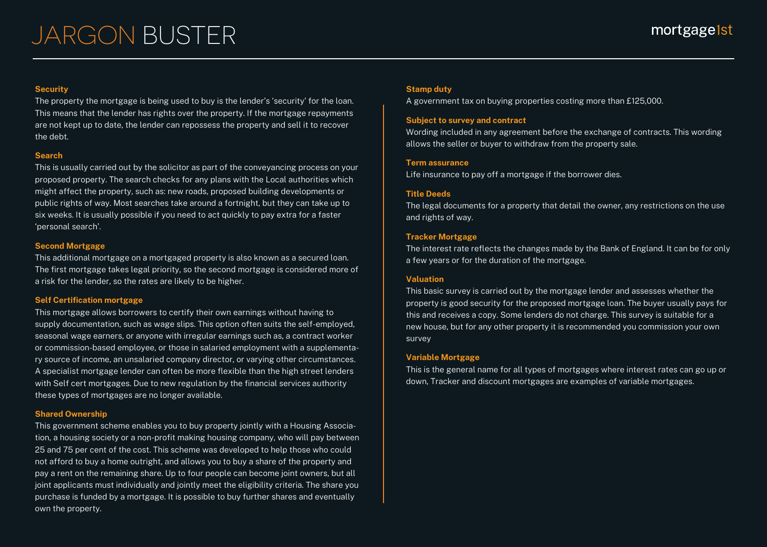# JARGON BUSTER

### Security

The property the mortgage is being used to buy is the lender's 'security' for the loan. This means that the lender has rights over the property. If the mortgage repayments are not kept up to date, the lender can repossess the property and sell it to recover the debt.

### Search

This is usually carried out by the solicitor as part of the conveyancing process on your proposed property. The search checks for any plans with the Local authorities which might affect the property, such as: new roads, proposed building developments or public rights of way. Most searches take around a fortnight, but they can take up to six weeks. It is usually possible if you need to act quickly to pay extra for a faster 'personal search'.

### Second Mortgage

This additional mortgage on a mortgaged property is also known as a secured loan. The first mortgage takes legal priority, so the second mortgage is considered more of a risk for the lender, so the rates are likely to be higher.

### Self Certification mortgage

This mortgage allows borrowers to certify their own earnings without having to supply documentation, such as wage slips. This option often suits the self-employed, seasonal wage earners, or anyone with irregular earnings such as, a contract worker or commission-based employee, or those in salaried employment with a supplementary source of income, an unsalaried company director, or varying other circumstances. A specialist mortgage lender can often be more flexible than the high street lenders with Self cert mortgages. Due to new regulation by the financial services authority these types of mortgages are no longer available.

### Shared Ownership

This government scheme enables you to buy property jointly with a Housing Association, a housing society or a non-profit making housing company, who will pay between 25 and 75 per cent of the cost. This scheme was developed to help those who could not afford to buy a home outright, and allows you to buy a share of the property and pay a rent on the remaining share. Up to four people can become joint owners, but all joint applicants must individually and jointly meet the eligibility criteria. The share you purchase is funded by a mortgage. It is possible to buy further shares and eventually own the property.

### Stamp duty

A government tax on buying properties costing more than £125,000.

### Subject to survey and contract

Wording included in any agreement before the exchange of contracts. This wording allows the seller or buyer to withdraw from the property sale.

### Term assurance

Life insurance to pay off a mortgage if the borrower dies.

### Title Deeds

The legal documents for a property that detail the owner, any restrictions on the use and rights of way.

### Tracker Mortgage

The interest rate reflects the changes made by the Bank of England. It can be for only a few years or for the duration of the mortgage.

### Valuation

This basic survey is carried out by the mortgage lender and assesses whether the property is good security for the proposed mortgage loan. The buyer usually pays for this and receives a copy. Some lenders do not charge. This survey is suitable for a new house, but for any other property it is recommended you commission your own survey

### Variable Mortgage

This is the general name for all types of mortgages where interest rates can go up or down, Tracker and discount mortgages are examples of variable mortgages.